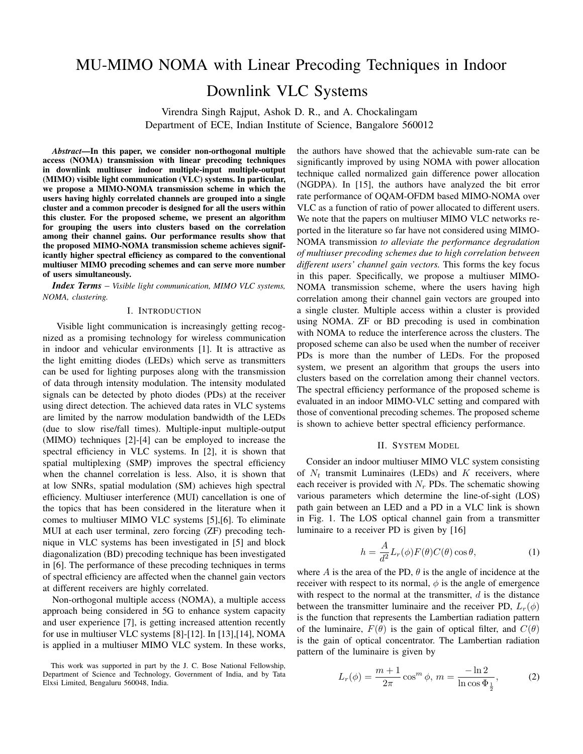# MU-MIMO NOMA with Linear Precoding Techniques in Indoor Downlink VLC Systems

Virendra Singh Rajput, Ashok D. R., and A. Chockalingam
Department of ECE, Indian Institute of Science, Bangalore 560012

***Abstract*—In this paper, we consider non-orthogonal multiple access (NOMA) transmission with linear precoding techniques in downlink multiuser indoor multiple-input multiple-output (MIMO) visible light communication (VLC) systems. In particular, we propose a MIMO-NOMA transmission scheme in which the users having highly correlated channels are grouped into a single cluster and a common precoder is designed for all the users within this cluster. For the proposed scheme, we present an algorithm for grouping the users into clusters based on the correlation among their channel gains. Our performance results show that the proposed MIMO-NOMA transmission scheme achieves significantly higher spectral efficiency as compared to the conventional multiuser MIMO precoding schemes and can serve more number of users simultaneously.**

***Index Terms*** – *Visible light communication, MIMO VLC systems, NOMA, clustering.*

## I. Introduction

Visible light communication is increasingly getting recognized as a promising technology for wireless communication in indoor and vehicular environments [1]. It is attractive as the light emitting diodes (LEDs) which serve as transmitters can be used for lighting purposes along with the transmission of data through intensity modulation. The intensity modulated signals can be detected by photo diodes (PDs) at the receiver using direct detection. The achieved data rates in VLC systems are limited by the narrow modulation bandwidth of the LEDs (due to slow rise/fall times). Multiple-input multiple-output (MIMO) techniques [2]-[4] can be employed to increase the spectral efficiency in VLC systems. In [2], it is shown that spatial multiplexing (SMP) improves the spectral efficiency when the channel correlation is less. Also, it is shown that at low SNRs, spatial modulation (SM) achieves high spectral efficiency. Multiuser interference (MUI) cancellation is one of the topics that has been considered in the literature when it comes to multiuser MIMO VLC systems [5],[6]. To eliminate MUI at each user terminal, zero forcing (ZF) precoding technique in VLC systems has been investigated in [5] and block diagonalization (BD) precoding technique has been investigated in [6]. The performance of these precoding techniques in terms of spectral efficiency are affected when the channel gain vectors at different receivers are highly correlated.

Non-orthogonal multiple access (NOMA), a multiple access approach being considered in 5G to enhance system capacity and user experience [7], is getting increased attention recently for use in multiuser VLC systems [8]-[12]. In [13],[14], NOMA is applied in a multiuser MIMO VLC system. In these works, the authors have showed that the achievable sum-rate can be significantly improved by using NOMA with power allocation technique called normalized gain difference power allocation (NGDPA). In [15], the authors have analyzed the bit error rate performance of OQAM-OFDM based MIMO-NOMA over VLC as a function of ratio of power allocated to different users. We note that the papers on multiuser MIMO VLC networks reported in the literature so far have not considered using MIMO-NOMA transmission *to alleviate the performance degradation of multiuser precoding schemes due to high correlation between different users' channel gain vectors.* This forms the key focus in this paper. Specifically, we propose a multiuser MIMO-NOMA transmission scheme, where the users having high correlation among their channel gain vectors are grouped into a single cluster. Multiple access within a cluster is provided using NOMA. ZF or BD precoding is used in combination with NOMA to reduce the interference across the clusters. The proposed scheme can also be used when the number of receiver PDs is more than the number of LEDs. For the proposed system, we present an algorithm that groups the users into clusters based on the correlation among their channel vectors. The spectral efficiency performance of the proposed scheme is evaluated in an indoor MIMO-VLC setting and compared with those of conventional precoding schemes. The proposed scheme is shown to achieve better spectral efficiency performance.

## II. System Model

Consider an indoor multiuser MIMO VLC system consisting of $N_t$ transmit Luminaires (LEDs) and $K$ receivers, where each receiver is provided with $N_r$ PDs. The schematic showing various parameters which determine the line-of-sight (LOS) path gain between an LED and a PD in a VLC link is shown in Fig. 1. The LOS optical channel gain from a transmitter luminaire to a receiver PD is given by [16]

$$h = \frac{A}{d^2} L_r(\phi) F(\theta) C(\theta) \cos\theta, \tag{1}$$

where $A$ is the area of the PD, $\theta$ is the angle of incidence at the receiver with respect to its normal, $\phi$ is the angle of emergence with respect to the normal at the transmitter, $d$ is the distance between the transmitter luminaire and the receiver PD, $L_r(\phi)$ is the function that represents the Lambertian radiation pattern of the luminaire, $F(\theta)$ is the gain of optical filter, and $C(\theta)$ is the gain of optical concentrator. The Lambertian radiation pattern of the luminaire is given by

$$L_r(\phi) = \frac{m+1}{2\pi} \cos^m \phi, \; m = \frac{-\ln 2}{\ln \cos \Phi_{\frac{1}{2}}}, \tag{2}$$

This work was supported in part by the J. C. Bose National Fellowship, Department of Science and Technology, Government of India, and by Tata Elxsi Limited, Bengaluru 560048, India.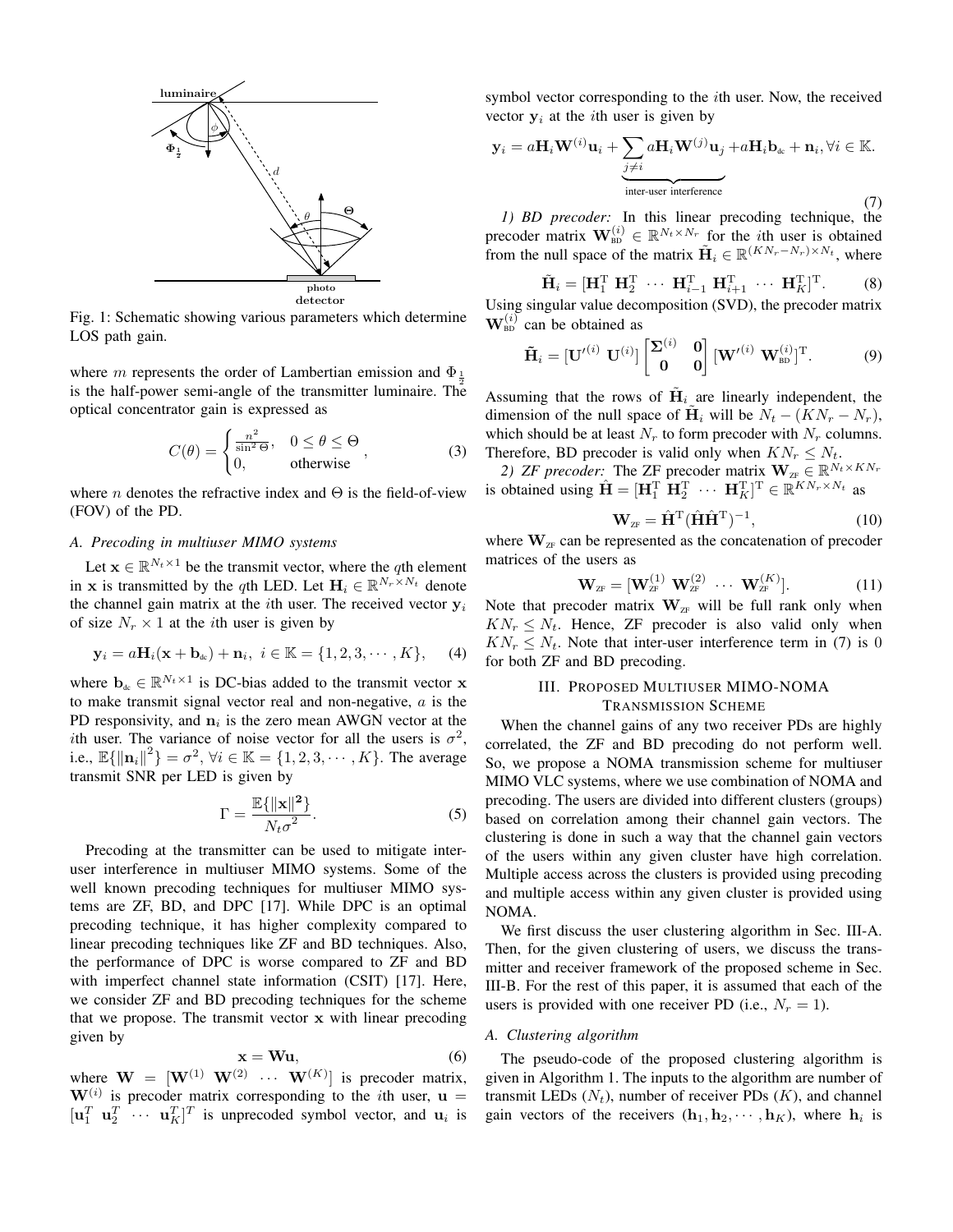Fig. 1: Schematic showing various parameters which determine LOS path gain.

where $m$ represents the order of Lambertian emission and $\Phi_{\frac{1}{2}}$ is the half-power semi-angle of the transmitter luminaire. The optical concentrator gain is expressed as

$$C(\theta) = \begin{cases} \frac{n^2}{\sin^2 \Theta}, & 0 \leq \theta \leq \Theta \\ 0, & \text{otherwise} \end{cases}, \quad (3)$$

where $n$ denotes the refractive index and $\Theta$ is the field-of-view (FOV) of the PD.

### A. Precoding in multiuser MIMO systems

Let $\mathbf{x} \in \mathbb{R}^{N_t \times 1}$ be the transmit vector, where the $q$th element in $\mathbf{x}$ is transmitted by the $q$th LED. Let $\mathbf{H}_i \in \mathbb{R}^{N_r \times N_t}$ denote the channel gain matrix at the $i$th user. The received vector $\mathbf{y}_i$ of size $N_r \times 1$ at the $i$th user is given by

$$\mathbf{y}_i = a\mathbf{H}_i(\mathbf{x} + \mathbf{b}_{\text{dc}}) + \mathbf{n}_i, \ i \in \mathbb{K} = \{1, 2, 3, \cdots, K\}, \quad (4)$$

where $\mathbf{b}_{\text{dc}} \in \mathbb{R}^{N_t \times 1}$ is DC-bias added to the transmit vector $\mathbf{x}$ to make transmit signal vector real and non-negative, $a$ is the PD responsivity, and $\mathbf{n}_i$ is the zero mean AWGN vector at the $i$th user. The variance of noise vector for all the users is $\sigma^2$, i.e., $\mathbb{E}\{\|\mathbf{n}_i\|^2\} = \sigma^2, \forall i \in \mathbb{K} = \{1, 2, 3, \cdots, K\}$. The average transmit SNR per LED is given by

$$\Gamma = \frac{\mathbb{E}\{\|\mathbf{x}\|^2\}}{N_t \sigma^2}. \quad (5)$$

Precoding at the transmitter can be used to mitigate inter-user interference in multiuser MIMO systems. Some of the well known precoding techniques for multiuser MIMO systems are ZF, BD, and DPC [17]. While DPC is an optimal precoding technique, it has higher complexity compared to linear precoding techniques like ZF and BD techniques. Also, the performance of DPC is worse compared to ZF and BD with imperfect channel state information (CSIT) [17]. Here, we consider ZF and BD precoding techniques for the scheme that we propose. The transmit vector $\mathbf{x}$ with linear precoding given by

$$\mathbf{x} = \mathbf{W}\mathbf{u}, \quad (6)$$

where $\mathbf{W} = [\mathbf{W}^{(1)} \ \mathbf{W}^{(2)} \ \cdots \ \mathbf{W}^{(K)}]$ is precoder matrix, $\mathbf{W}^{(i)}$ is precoder matrix corresponding to the $i$th user, $\mathbf{u} = [\mathbf{u}_1^T \ \mathbf{u}_2^T \ \cdots \ \mathbf{u}_K^T]^T$ is unprecoded symbol vector, and $\mathbf{u}_i$ is symbol vector corresponding to the $i$th user. Now, the received vector $\mathbf{y}_i$ at the $i$th user is given by

$$\mathbf{y}_i = a\mathbf{H}_i\mathbf{W}^{(i)}\mathbf{u}_i + \underbrace{\sum_{j \neq i} a\mathbf{H}_i\mathbf{W}^{(j)}\mathbf{u}_j}_{\text{inter-user interference}} + a\mathbf{H}_i\mathbf{b}_{\text{dc}} + \mathbf{n}_i, \forall i \in \mathbb{K}. \quad (7)$$

*1) BD precoder:* In this linear precoding technique, the precoder matrix $\mathbf{W}_{\text{BD}}^{(i)} \in \mathbb{R}^{N_t \times N_r}$ for the $i$th user is obtained from the null space of the matrix $\tilde{\mathbf{H}}_i \in \mathbb{R}^{(KN_r - N_r) \times N_t}$, where

$$\tilde{\mathbf{H}}_i = [\mathbf{H}_1^{\text{T}} \ \mathbf{H}_2^{\text{T}} \ \cdots \ \mathbf{H}_{i-1}^{\text{T}} \ \mathbf{H}_{i+1}^{\text{T}} \ \cdots \ \mathbf{H}_K^{\text{T}}]^{\text{T}}. \quad (8)$$

Using singular value decomposition (SVD), the precoder matrix $\mathbf{W}_{\text{BD}}^{(i)}$ can be obtained as

$$\tilde{\mathbf{H}}_i = [\mathbf{U}'^{(i)} \ \mathbf{U}^{(i)}] \begin{bmatrix} \mathbf{\Sigma}^{(i)} & \mathbf{0} \\ \mathbf{0} & \mathbf{0} \end{bmatrix} [\mathbf{W}'^{(i)} \ \mathbf{W}_{\text{BD}}^{(i)}]^{\text{T}}. \quad (9)$$

Assuming that the rows of $\tilde{\mathbf{H}}_i$ are linearly independent, the dimension of the null space of $\tilde{\mathbf{H}}_i$ will be $N_t - (KN_r - N_r)$, which should be at least $N_r$ to form precoder with $N_r$ columns. Therefore, BD precoder is valid only when $KN_r \leq N_t$.

*2) ZF precoder:* The ZF precoder matrix $\mathbf{W}_{\text{ZF}} \in \mathbb{R}^{N_t \times KN_r}$ is obtained using $\hat{\mathbf{H}} = [\mathbf{H}_1^{\text{T}} \ \mathbf{H}_2^{\text{T}} \ \cdots \ \mathbf{H}_K^{\text{T}}]^{\text{T}} \in \mathbb{R}^{KN_r \times N_t}$ as

$$\mathbf{W}_{\text{ZF}} = \hat{\mathbf{H}}^{\text{T}}(\hat{\mathbf{H}}\hat{\mathbf{H}}^{\text{T}})^{-1}, \quad (10)$$

where $\mathbf{W}_{\text{ZF}}$ can be represented as the concatenation of precoder matrices of the users as

$$\mathbf{W}_{\text{ZF}} = [\mathbf{W}_{\text{ZF}}^{(1)} \ \mathbf{W}_{\text{ZF}}^{(2)} \ \cdots \ \mathbf{W}_{\text{ZF}}^{(K)}]. \quad (11)$$

Note that precoder matrix $\mathbf{W}_{\text{ZF}}$ will be full rank only when $KN_r \leq N_t$. Hence, ZF precoder is also valid only when $KN_r \leq N_t$. Note that inter-user interference term in (7) is 0 for both ZF and BD precoding.

## III. Proposed Multiuser MIMO-NOMA Transmission Scheme

When the channel gains of any two receiver PDs are highly correlated, the ZF and BD precoding do not perform well. So, we propose a NOMA transmission scheme for multiuser MIMO VLC systems, where we use combination of NOMA and precoding. The users are divided into different clusters (groups) based on correlation among their channel gain vectors. The clustering is done in such a way that the channel gain vectors of the users within any given cluster have high correlation. Multiple access across the clusters is provided using precoding and multiple access within any given cluster is provided using NOMA.

We first discuss the user clustering algorithm in Sec. III-A. Then, for the given clustering of users, we discuss the transmitter and receiver framework of the proposed scheme in Sec. III-B. For the rest of this paper, it is assumed that each of the users is provided with one receiver PD (i.e., $N_r = 1$).

### A. Clustering algorithm

The pseudo-code of the proposed clustering algorithm is given in Algorithm 1. The inputs to the algorithm are number of transmit LEDs ($N_t$), number of receiver PDs ($K$), and channel gain vectors of the receivers ($\mathbf{h}_1, \mathbf{h}_2, \cdots, \mathbf{h}_K$), where $\mathbf{h}_i$ is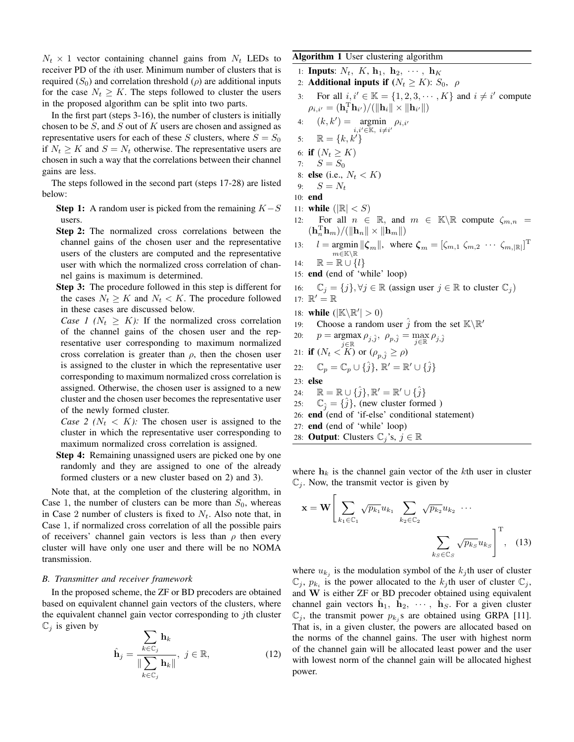$N_t \times 1$ vector containing channel gains from $N_t$ LEDs to receiver PD of the $i$th user. Minimum number of clusters that is required ($S_0$) and correlation threshold ($\rho$) are additional inputs for the case $N_t \geq K$. The steps followed to cluster the users in the proposed algorithm can be split into two parts.

In the first part (steps 3-16), the number of clusters is initially chosen to be $S$, and $S$ out of $K$ users are chosen and assigned as representative users for each of these $S$ clusters, where $S = S_0$ if $N_t \geq K$ and $S = N_t$ otherwise. The representative users are chosen in such a way that the correlations between their channel gains are less.

The steps followed in the second part (steps 17-28) are listed below:

- **Step 1:** A random user is picked from the remaining $K-S$ users.
- **Step 2:** The normalized cross correlations between the channel gains of the chosen user and the representative users of the clusters are computed and the representative user with which the normalized cross correlation of channel gains is maximum is determined.
- **Step 3:** The procedure followed in this step is different for the cases $N_t \geq K$ and $N_t < K$. The procedure followed in these cases are discussed below.
  *Case 1 ($N_t \geq K$):* If the normalized cross correlation of the channel gains of the chosen user and the representative user corresponding to maximum normalized cross correlation is greater than $\rho$, then the chosen user is assigned to the cluster in which the representative user corresponding to maximum normalized cross correlation is assigned. Otherwise, the chosen user is assigned to a new cluster and the chosen user becomes the representative user of the newly formed cluster.
  *Case 2 ($N_t < K$):* The chosen user is assigned to the cluster in which the representative user corresponding to maximum normalized cross correlation is assigned.
- **Step 4:** Remaining unassigned users are picked one by one randomly and they are assigned to one of the already formed clusters or a new cluster based on 2) and 3).

Note that, at the completion of the clustering algorithm, in Case 1, the number of clusters can be more than $S_0$, whereas in Case 2 number of clusters is fixed to $N_t$. Also note that, in Case 1, if normalized cross correlation of all the possible pairs of receivers' channel gain vectors is less than $\rho$ then every cluster will have only one user and there will be no NOMA transmission.

**Algorithm 1** User clustering algorithm

1: **Inputs**: $N_t,\ K,\ \mathbf{h}_1,\ \mathbf{h}_2,\ \cdots,\ \mathbf{h}_K$
2: **Additional inputs if** ($N_t \geq K$): $S_0,\ \rho$
3: For all $i, i' \in \mathbb{K} = \{1, 2, 3, \cdots, K\}$ and $i \neq i'$ compute $\rho_{i,i'} = (\mathbf{h}_i^{\mathrm{T}}\mathbf{h}_{i'})/(\|\mathbf{h}_i\| \times \|\mathbf{h}_{i'}\|)$
4: $(k, k') = \underset{i,i' \in \mathbb{K},\ i \neq i'}{\operatorname{argmin}}\ \rho_{i,i'}$
5: $\mathbb{R} = \{k, k'\}$
6: **if** ($N_t \geq K$)
7: $S = S_0$
8: **else** (i.e., $N_t < K$)
9: $S = N_t$
10: **end**
11: **while** ($|\mathbb{R}| < S$)
12: For all $n \in \mathbb{R}$, and $m \in \mathbb{K}\backslash\mathbb{R}$ compute $\zeta_{m,n} = (\mathbf{h}_n^{\mathrm{T}}\mathbf{h}_m)/(\|\mathbf{h}_n\| \times \|\mathbf{h}_m\|)$
13: $l = \underset{m \in \mathbb{K}\backslash\mathbb{R}}{\operatorname{argmin}} \|\boldsymbol{\zeta}_m\|$, where $\boldsymbol{\zeta}_m = [\zeta_{m,1}\ \zeta_{m,2}\ \cdots\ \zeta_{m,|\mathbb{R}|}]^{\mathrm{T}}$
14: $\mathbb{R} = \mathbb{R} \cup \{l\}$
15: **end** (end of 'while' loop)
16: $\mathbb{C}_j = \{j\}, \forall j \in \mathbb{R}$ (assign user $j \in \mathbb{R}$ to cluster $\mathbb{C}_j$)
17: $\mathbb{R}' = \mathbb{R}$
18: **while** ($|\mathbb{K}\backslash\mathbb{R}'| > 0$)
19: Choose a random user $\hat{j}$ from the set $\mathbb{K}\backslash\mathbb{R}'$
20: $p = \underset{j \in \mathbb{R}}{\operatorname{argmax}}\ \rho_{j,\hat{j}},\ \rho_{p,\hat{j}} = \max_{j \in \mathbb{R}} \rho_{j,\hat{j}}$
21: **if** ($N_t < K$) or ($\rho_{p,\hat{j}} \geq \rho$)
22: $\mathbb{C}_p = \mathbb{C}_p \cup \{\hat{j}\},\ \mathbb{R}' = \mathbb{R}' \cup \{\hat{j}\}$
23: **else**
24: $\mathbb{R} = \mathbb{R} \cup \{\hat{j}\}, \mathbb{R}' = \mathbb{R}' \cup \{\hat{j}\}$
25: $\mathbb{C}_{\hat{j}} = \{\hat{j}\}$, (new cluster formed )
26: **end** (end of 'if-else' conditional statement)
27: **end** (end of 'while' loop)
28: **Output**: Clusters $\mathbb{C}_j$'s, $j \in \mathbb{R}$

### B. Transmitter and receiver framework

In the proposed scheme, the ZF or BD precoders are obtained based on equivalent channel gain vectors of the clusters, where the equivalent channel gain vector corresponding to $j$th cluster $\mathbb{C}_j$ is given by

$$\hat{\mathbf{h}}_j = \frac{\sum\limits_{k \in \mathbb{C}_j} \mathbf{h}_k}{\|\sum\limits_{k \in \mathbb{C}_j} \mathbf{h}_k\|},\ j \in \mathbb{R}, \tag{12}$$

where $\mathbf{h}_k$ is the channel gain vector of the $k$th user in cluster $\mathbb{C}_j$. Now, the transmit vector is given by

$$\mathbf{x} = \mathbf{W}\left[\sum_{k_1 \in \mathbb{C}_1} \sqrt{p_{k_1}} u_{k_1}\ \sum_{k_2 \in \mathbb{C}_2} \sqrt{p_{k_2}} u_{k_2}\ \cdots \sum_{k_S \in \mathbb{C}_S} \sqrt{p_{k_S}} u_{k_S}\right]^{\mathrm{T}}, \tag{13}$$

where $u_{k_j}$ is the modulation symbol of the $k_j$th user of cluster $\mathbb{C}_j$, $p_{k_i}$ is the power allocated to the $k_j$th user of cluster $\mathbb{C}_j$, and $\mathbf{W}$ is either ZF or BD precoder obtained using equivalent channel gain vectors $\hat{\mathbf{h}}_1,\ \hat{\mathbf{h}}_2,\ \cdots,\ \hat{\mathbf{h}}_S$. For a given cluster $\mathbb{C}_j$, the transmit power $p_{k_j}$s are obtained using GRPA [11]. That is, in a given cluster, the powers are allocated based on the norms of the channel gains. The user with highest norm of the channel gain will be allocated least power and the user with lowest norm of the channel gain will be allocated highest power.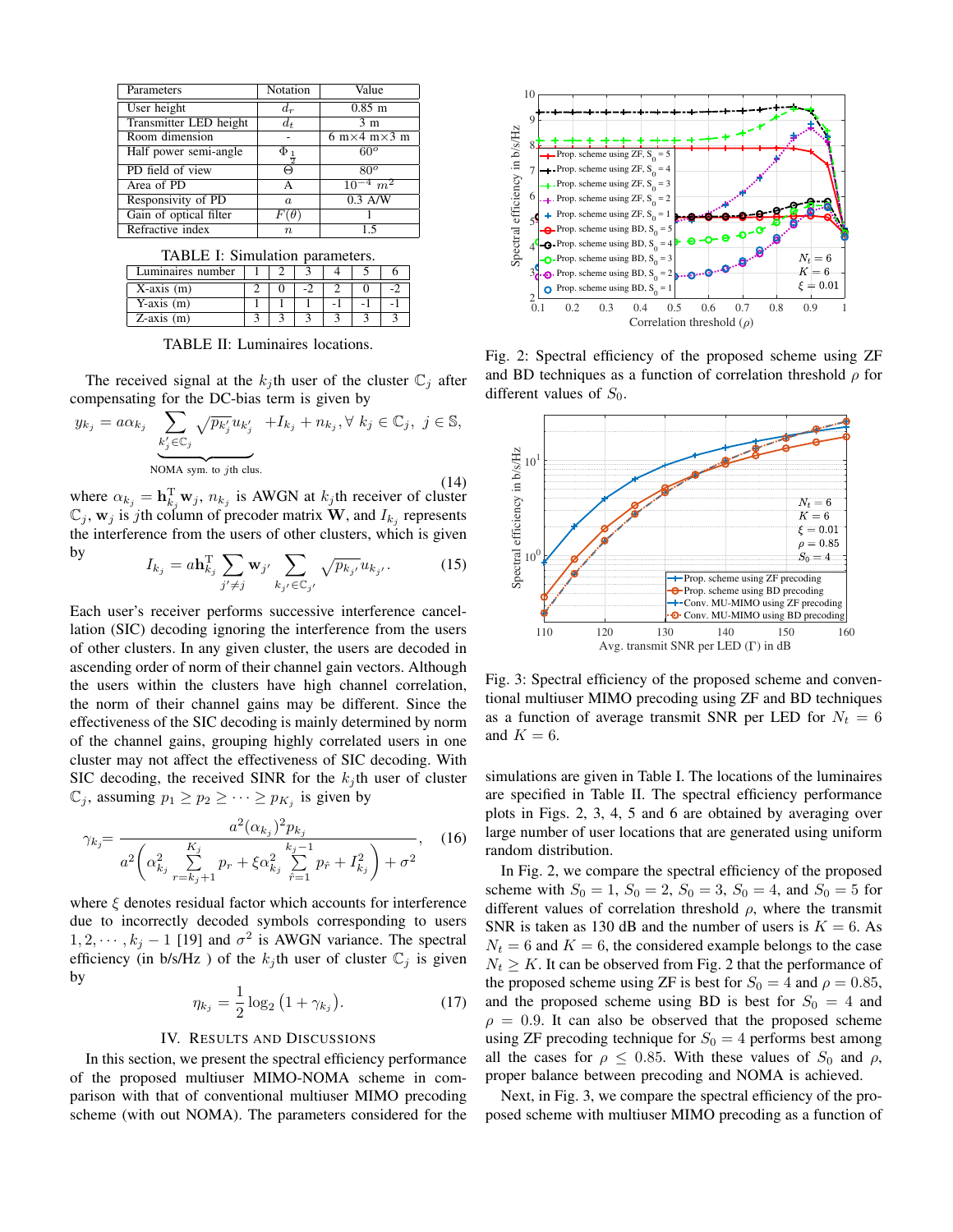| Parameters | Notation | Value |
| --- | --- | --- |
| User height | $d_r$ | 0.85 m |
| Transmitter LED height | $d_t$ | 3 m |
| Room dimension | - | 6 m×4 m×3 m |
| Half power semi-angle | $\Phi_{\frac{1}{2}}$ | $60^o$ |
| PD field of view | $\Theta$ | $80^o$ |
| Area of PD | A | $10^{-4}$ $m^2$ |
| Responsivity of PD | $a$ | 0.3 A/W |
| Gain of optical filter | $F(\theta)$ | 1 |
| Refractive index | $n$ | 1.5 |

TABLE I: Simulation parameters.

| Luminaires number | 1 | 2 | 3 | 4 | 5 | 6 |
| --- | --- | --- | --- | --- | --- | --- |
| X-axis (m) | 2 | 0 | -2 | 2 | 0 | -2 |
| Y-axis (m) | 1 | 1 | 1 | -1 | -1 | -1 |
| Z-axis (m) | 3 | 3 | 3 | 3 | 3 | 3 |

TABLE II: Luminaires locations.

The received signal at the $k_j$th user of the cluster $\mathbb{C}_j$ after compensating for the DC-bias term is given by

$$y_{k_j} = a\alpha_{k_j} \underbrace{\sum_{k_j' \in \mathbb{C}_j} \sqrt{p_{k_j'}} u_{k_j'}}_{\text{NOMA sym. to } j\text{th clus.}} + I_{k_j} + n_{k_j}, \forall\ k_j \in \mathbb{C}_j,\ j \in \mathbb{S}, \tag{14}$$

where $\alpha_{k_j} = \mathbf{h}_{k_j}^{\mathrm{T}} \mathbf{w}_j$, $n_{k_j}$ is AWGN at $k_j$th receiver of cluster $\mathbb{C}_j$, $\mathbf{w}_j$ is $j$th column of precoder matrix $\mathbf{W}$, and $I_{k_j}$ represents the interference from the users of other clusters, which is given by

$$I_{k_j} = a\mathbf{h}_{k_j}^{\mathrm{T}} \sum_{j' \neq j} \mathbf{w}_{j'} \sum_{k_{j'} \in \mathbb{C}_{j'}} \sqrt{p_{k_{j'}}} u_{k_{j'}}. \tag{15}$$

Each user's receiver performs successive interference cancellation (SIC) decoding ignoring the interference from the users of other clusters. In any given cluster, the users are decoded in ascending order of norm of their channel gain vectors. Although the users within the clusters have high channel correlation, the norm of their channel gains may be different. Since the effectiveness of the SIC decoding is mainly determined by norm of the channel gains, grouping highly correlated users in one cluster may not affect the effectiveness of SIC decoding. With SIC decoding, the received SINR for the $k_j$th user of cluster $\mathbb{C}_j$, assuming $p_1 \geq p_2 \geq \cdots \geq p_{K_j}$ is given by

$$\gamma_{k_j} = \frac{a^2 (\alpha_{k_j})^2 p_{k_j}}{a^2 \left( \alpha_{k_j}^2 \sum_{r=k_j+1}^{K_j} p_r + \xi \alpha_{k_j}^2 \sum_{\hat{r}=1}^{k_j-1} p_{\hat{r}} + I_{k_j}^2 \right) + \sigma^2}, \tag{16}$$

where $\xi$ denotes residual factor which accounts for interference due to incorrectly decoded symbols corresponding to users $1, 2, \cdots, k_j - 1$ [19] and $\sigma^2$ is AWGN variance. The spectral efficiency (in b/s/Hz ) of the $k_j$th user of cluster $\mathbb{C}_j$ is given by

$$\eta_{k_j} = \frac{1}{2} \log_2 \left(1 + \gamma_{k_j}\right). \tag{17}$$

## IV. Results and Discussions

In this section, we present the spectral efficiency performance of the proposed multiuser MIMO-NOMA scheme in comparison with that of conventional multiuser MIMO precoding scheme (with out NOMA). The parameters considered for the simulations are given in Table I. The locations of the luminaires are specified in Table II. The spectral efficiency performance plots in Figs. 2, 3, 4, 5 and 6 are obtained by averaging over large number of user locations that are generated using uniform random distribution.

Fig. 2: Spectral efficiency of the proposed scheme using ZF and BD techniques as a function of correlation threshold $\rho$ for different values of $S_0$.

Fig. 3: Spectral efficiency of the proposed scheme and conventional multiuser MIMO precoding using ZF and BD techniques as a function of average transmit SNR per LED for $N_t = 6$ and $K = 6$.

In Fig. 2, we compare the spectral efficiency of the proposed scheme with $S_0 = 1$, $S_0 = 2$, $S_0 = 3$, $S_0 = 4$, and $S_0 = 5$ for different values of correlation threshold $\rho$, where the transmit SNR is taken as 130 dB and the number of users is $K = 6$. As $N_t = 6$ and $K = 6$, the considered example belongs to the case $N_t \geq K$. It can be observed from Fig. 2 that the performance of the proposed scheme using ZF is best for $S_0 = 4$ and $\rho = 0.85$, and the proposed scheme using BD is best for $S_0 = 4$ and $\rho = 0.9$. It can also be observed that the proposed scheme using ZF precoding technique for $S_0 = 4$ performs best among all the cases for $\rho \leq 0.85$. With these values of $S_0$ and $\rho$, proper balance between precoding and NOMA is achieved.

Next, in Fig. 3, we compare the spectral efficiency of the proposed scheme with multiuser MIMO precoding as a function of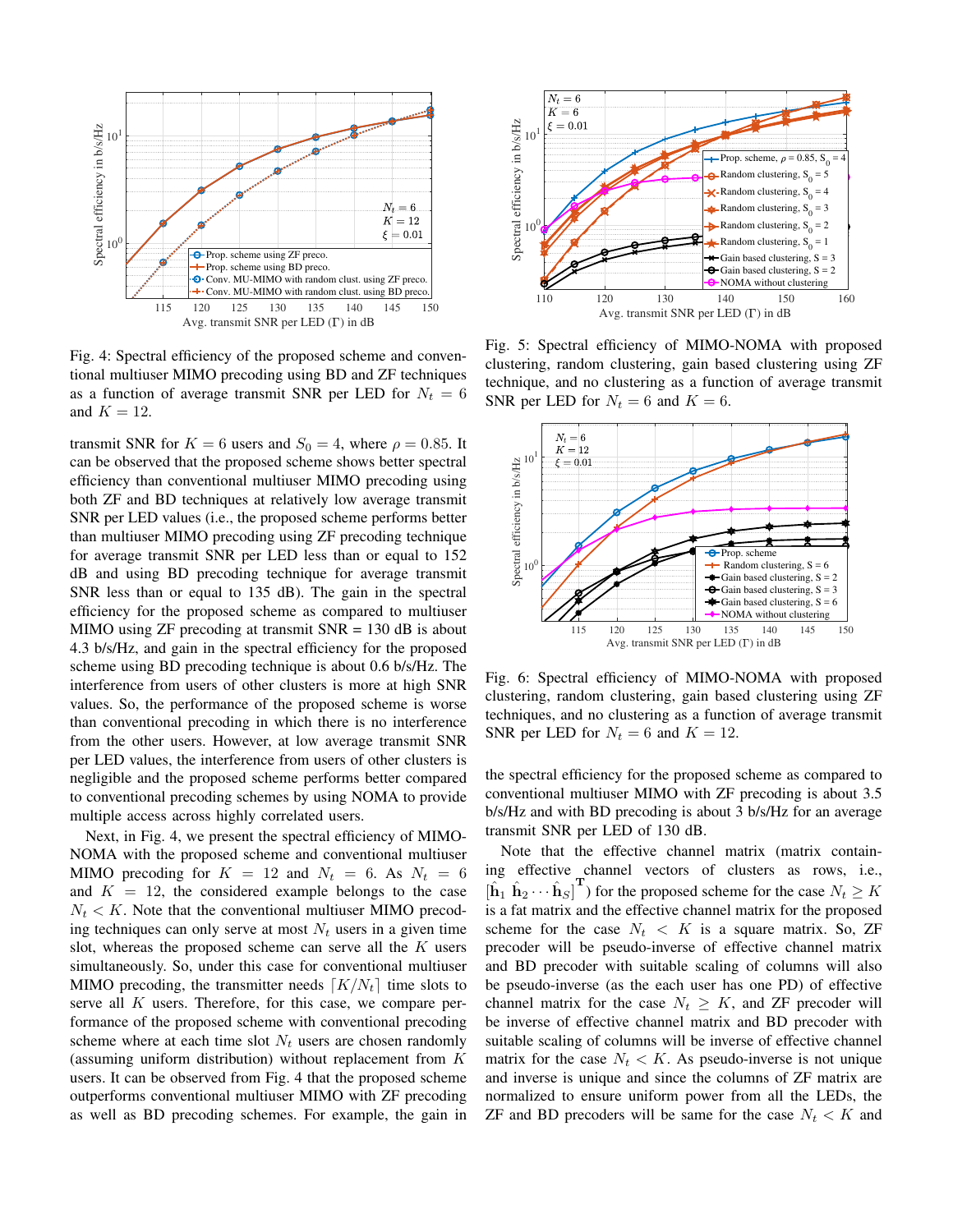Fig. 4: Spectral efficiency of the proposed scheme and conventional multiuser MIMO precoding using BD and ZF techniques as a function of average transmit SNR per LED for $N_t = 6$ and $K = 12$.

Fig. 5: Spectral efficiency of MIMO-NOMA with proposed clustering, random clustering, gain based clustering using ZF technique, and no clustering as a function of average transmit SNR per LED for $N_t = 6$ and $K = 6$.

Fig. 6: Spectral efficiency of MIMO-NOMA with proposed clustering, random clustering, gain based clustering using ZF techniques, and no clustering as a function of average transmit SNR per LED for $N_t = 6$ and $K = 12$.

transmit SNR for $K = 6$ users and $S_0 = 4$, where $\rho = 0.85$. It can be observed that the proposed scheme shows better spectral efficiency than conventional multiuser MIMO precoding using both ZF and BD techniques at relatively low average transmit SNR per LED values (i.e., the proposed scheme performs better than multiuser MIMO precoding using ZF precoding technique for average transmit SNR per LED less than or equal to 152 dB and using BD precoding technique for average transmit SNR less than or equal to 135 dB). The gain in the spectral efficiency for the proposed scheme as compared to multiuser MIMO using ZF precoding at transmit SNR = 130 dB is about 4.3 b/s/Hz, and gain in the spectral efficiency for the proposed scheme using BD precoding technique is about 0.6 b/s/Hz. The interference from users of other clusters is more at high SNR values. So, the performance of the proposed scheme is worse than conventional precoding in which there is no interference from the other users. However, at low average transmit SNR per LED values, the interference from users of other clusters is negligible and the proposed scheme performs better compared to conventional precoding schemes by using NOMA to provide multiple access across highly correlated users.

Next, in Fig. 4, we present the spectral efficiency of MIMO-NOMA with the proposed scheme and conventional multiuser MIMO precoding for $K = 12$ and $N_t = 6$. As $N_t = 6$ and $K = 12$, the considered example belongs to the case $N_t < K$. Note that the conventional multiuser MIMO precoding techniques can only serve at most $N_t$ users in a given time slot, whereas the proposed scheme can serve all the $K$ users simultaneously. So, under this case for conventional multiuser MIMO precoding, the transmitter needs $\lceil K/N_t \rceil$ time slots to serve all $K$ users. Therefore, for this case, we compare performance of the proposed scheme with conventional precoding scheme where at each time slot $N_t$ users are chosen randomly (assuming uniform distribution) without replacement from $K$ users. It can be observed from Fig. 4 that the proposed scheme outperforms conventional multiuser MIMO with ZF precoding as well as BD precoding schemes. For example, the gain in the spectral efficiency for the proposed scheme as compared to conventional multiuser MIMO with ZF precoding is about 3.5 b/s/Hz and with BD precoding is about 3 b/s/Hz for an average transmit SNR per LED of 130 dB.

Note that the effective channel matrix (matrix containing effective channel vectors of clusters as rows, i.e., $[\hat{\mathbf{h}}_1 \ \hat{\mathbf{h}}_2 \cdots \hat{\mathbf{h}}_S]^{\mathbf{T}}$) for the proposed scheme for the case $N_t \geq K$ is a fat matrix and the effective channel matrix for the proposed scheme for the case $N_t < K$ is a square matrix. So, ZF precoder will be pseudo-inverse of effective channel matrix and BD precoder with suitable scaling of columns will also be pseudo-inverse (as the each user has one PD) of effective channel matrix for the case $N_t \geq K$, and ZF precoder will be inverse of effective channel matrix and BD precoder with suitable scaling of columns will be inverse of effective channel matrix for the case $N_t < K$. As pseudo-inverse is not unique and inverse is unique and since the columns of ZF matrix are normalized to ensure uniform power from all the LEDs, the ZF and BD precoders will be same for the case $N_t < K$ and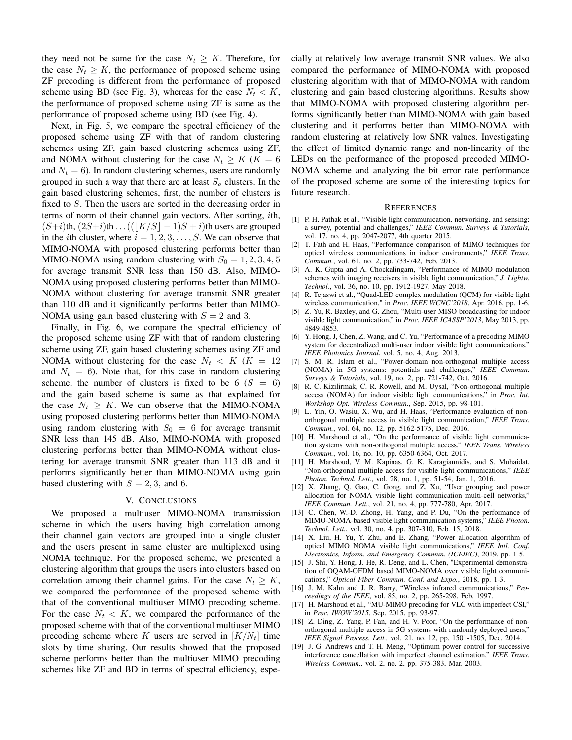they need not be same for the case $N_t \geq K$. Therefore, for the case $N_t \geq K$, the performance of proposed scheme using ZF precoding is different from the performance of proposed scheme using BD (see Fig. 3), whereas for the case $N_t < K$, the performance of proposed scheme using ZF is same as the performance of proposed scheme using BD (see Fig. 4).

Next, in Fig. 5, we compare the spectral efficiency of the proposed scheme using ZF with that of random clustering schemes using ZF, gain based clustering schemes using ZF, and NOMA without clustering for the case $N_t \geq K$ ($K = 6$ and $N_t = 6$). In random clustering schemes, users are randomly grouped in such a way that there are at least $S_o$ clusters. In the gain based clustering schemes, first, the number of clusters is fixed to $S$. Then the users are sorted in the decreasing order in terms of norm of their channel gain vectors. After sorting, $i$th, $(S+i)$th, $(2S+i)$th $\ldots ((\lfloor K/S \rfloor - 1)S + i)$th users are grouped in the $i$th cluster, where $i = 1, 2, 3, \ldots, S$. We can observe that MIMO-NOMA with proposed clustering performs better than MIMO-NOMA using random clustering with $S_0 = 1, 2, 3, 4, 5$ for average transmit SNR less than 150 dB. Also, MIMO-NOMA using proposed clustering performs better than MIMO-NOMA without clustering for average transmit SNR greater than 110 dB and it significantly performs better than MIMO-NOMA using gain based clustering with $S = 2$ and 3.

Finally, in Fig. 6, we compare the spectral efficiency of the proposed scheme using ZF with that of random clustering scheme using ZF, gain based clustering schemes using ZF and NOMA without clustering for the case $N_t < K$ ($K = 12$ and $N_t = 6$). Note that, for this case in random clustering scheme, the number of clusters is fixed to be 6 ($S = 6$) and the gain based scheme is same as that explained for the case $N_t \geq K$. We can observe that the MIMO-NOMA using proposed clustering performs better than MIMO-NOMA using random clustering with $S_0 = 6$ for average transmit SNR less than 145 dB. Also, MIMO-NOMA with proposed clustering performs better than MIMO-NOMA without clustering for average transmit SNR greater than 113 dB and it performs significantly better than MIMO-NOMA using gain based clustering with $S = 2, 3$, and 6.

## V. Conclusions

We proposed a multiuser MIMO-NOMA transmission scheme in which the users having high correlation among their channel gain vectors are grouped into a single cluster and the users present in same cluster are multiplexed using NOMA technique. For the proposed scheme, we presented a clustering algorithm that groups the users into clusters based on correlation among their channel gains. For the case $N_t \geq K$, we compared the performance of the proposed scheme with that of the conventional multiuser MIMO precoding scheme. For the case $N_t < K$, we compared the performance of the proposed scheme with that of the conventional multiuser MIMO precoding scheme where $K$ users are served in $\lceil K/N_t \rceil$ time slots by time sharing. Our results showed that the proposed scheme performs better than the multiuser MIMO precoding schemes like ZF and BD in terms of spectral efficiency, especially at relatively low average transmit SNR values. We also compared the performance of MIMO-NOMA with proposed clustering algorithm with that of MIMO-NOMA with random clustering and gain based clustering algorithms. Results show that MIMO-NOMA with proposed clustering algorithm performs significantly better than MIMO-NOMA with gain based clustering and it performs better than MIMO-NOMA with random clustering at relatively low SNR values. Investigating the effect of limited dynamic range and non-linearity of the LEDs on the performance of the proposed precoded MIMO-NOMA scheme and analyzing the bit error rate performance of the proposed scheme are some of the interesting topics for future research.

## References

[1] P. H. Pathak et al., "Visible light communication, networking, and sensing: a survey, potential and challenges," *IEEE Commun. Surveys & Tutorials*, vol. 17, no. 4, pp. 2047-2077, 4th quarter 2015.

[2] T. Fath and H. Haas, "Performance comparison of MIMO techniques for optical wireless communications in indoor environments," *IEEE Trans. Commun.*, vol. 61, no. 2, pp. 733-742, Feb. 2013.

[3] A. K. Gupta and A. Chockalingam, "Performance of MIMO modulation schemes with imaging receivers in visible light communication," *J. Lightw. Technol.*, vol. 36, no. 10, pp. 1912-1927, May 2018.

[4] R. Tejaswi et al., "Quad-LED complex modulation (QCM) for visible light wireless communication," in *Proc. IEEE WCNC'2018*, Apr. 2016, pp. 1-6.

[5] Z. Yu, R. Baxley, and G. Zhou, "Multi-user MISO broadcasting for indoor visible light communication," in *Proc. IEEE ICASSP'2013*, May 2013, pp. 4849-4853.

[6] Y. Hong, J, Chen, Z. Wang, and C. Yu, "Performance of a precoding MIMO system for decentralized multi-user indoor visible light communications," *IEEE Photonics Journal*, vol. 5, no. 4, Aug. 2013.

[7] S. M. R. Islam et al., "Power-domain non-orthogonal multiple access (NOMA) in 5G systems: potentials and challenges," *IEEE Commun. Surveys & Tutorials*, vol. 19, no. 2, pp. 721-742, Oct. 2016.

[8] R. C. Kizilirmak, C. R. Rowell, and M. Uysal, "Non-orthogonal multiple access (NOMA) for indoor visible light communications," in *Proc. Int. Workshop Opt. Wireless Commun.*, Sep. 2015, pp. 98-101.

[9] L. Yin, O. Wasiu, X. Wu, and H. Haas, "Performance evaluation of non-orthogonal multiple access in visible light communication," *IEEE Trans. Commun.*, vol. 64, no. 12, pp. 5162-5175, Dec. 2016.

[10] H. Marshoud et al., "On the performance of visible light communication systems with non-orthogonal multiple access," *IEEE Trans. Wireless Commun.*, vol. 16, no. 10, pp. 6350-6364, Oct. 2017.

[11] H. Marshoud, V. M. Kapinas, G. K. Karagiannidis, and S. Muhaidat, "Non-orthogonal multiple access for visible light communications," *IEEE Photon. Technol. Lett.*, vol. 28, no. 1, pp. 51-54, Jan. 1, 2016.

[12] X. Zhang, Q. Gao, C. Gong, and Z. Xu, "User grouping and power allocation for NOMA visible light communication multi-cell networks," *IEEE Commun. Lett.*, vol. 21, no. 4, pp. 777-780, Apr. 2017.

[13] C. Chen, W.-D. Zhong, H. Yang, and P. Du, "On the performance of MIMO-NOMA-based visible light communication systems," *IEEE Photon. Technol. Lett.*, vol. 30, no. 4, pp. 307-310, Feb. 15, 2018.

[14] X. Liu, H. Yu, Y. Zhu, and E. Zhang, "Power allocation algorithm of optical MIMO NOMA visible light communications," *IEEE Intl. Conf. Electronics, Inform. and Emergency Commun. (ICEIEC)*, 2019, pp. 1-5.

[15] J. Shi, Y. Hong, J. He, R. Deng, and L. Chen, "Experimental demonstration of OQAM-OFDM based MIMO-NOMA over visible light communications," *Optical Fiber Commun. Conf. and Expo.*, 2018, pp. 1-3.

[16] J. M. Kahn and J. R. Barry, "Wireless infrared communications," *Proceedings of the IEEE*, vol. 85, no. 2, pp. 265-298, Feb. 1997.

[17] H. Marshoud et al., "MU-MIMO precoding for VLC with imperfect CSI," in *Proc. IWOW'2015*, Sep. 2015, pp. 93-97.

[18] Z. Ding, Z. Yang, P. Fan, and H. V. Poor, "On the performance of non-orthogonal multiple access in 5G systems with randomly deployed users," *IEEE Signal Process. Lett.*, vol. 21, no. 12, pp. 1501-1505, Dec. 2014.

[19] J. G. Andrews and T. H. Meng, "Optimum power control for successive interference cancellation with imperfect channel estimation," *IEEE Trans. Wireless Commun.*, vol. 2, no. 2, pp. 375-383, Mar. 2003.